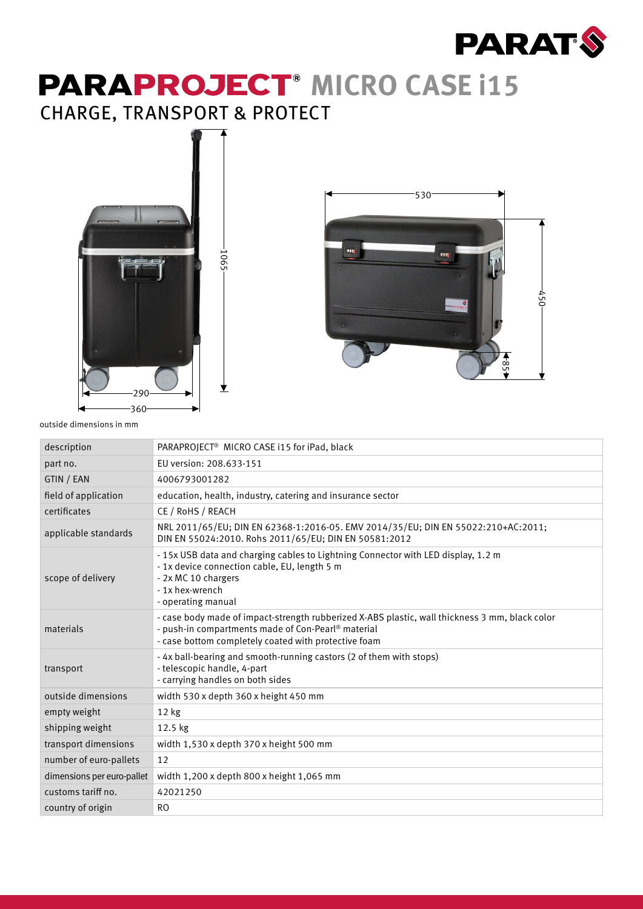PARAT

# PARAPROJECT® MICRO CASE i15

## CHARGE, TRANSPORT & PROTECT

outside dimensions in mm

| description | PARAPROJECT® MICRO CASE i15 for iPad, black |
|---|---|
| part no. | EU version: 208.633-151 |
| GTIN / EAN | 4006793001282 |
| field of application | education, health, industry, catering and insurance sector |
| certificates | CE / RoHS / REACH |
| applicable standards | NRL 2011/65/EU; DIN EN 62368-1:2016-05. EMV 2014/35/EU; DIN EN 55022:210+AC:2011; DIN EN 55024:2010. Rohs 2011/65/EU; DIN EN 50581:2012 |
| scope of delivery | - 15x USB data and charging cables to Lightning Connector with LED display, 1.2 m<br>- 1x device connection cable, EU, length 5 m<br>- 2x MC 10 chargers<br>- 1x hex-wrench<br>- operating manual |
| materials | - case body made of impact-strength rubberized X-ABS plastic, wall thickness 3 mm, black color<br>- push-in compartments made of Con-Pearl® material<br>- case bottom completely coated with protective foam |
| transport | - 4x ball-bearing and smooth-running castors (2 of them with stops)<br>- telescopic handle, 4-part<br>- carrying handles on both sides |
| outside dimensions | width 530 x depth 360 x height 450 mm |
| empty weight | 12 kg |
| shipping weight | 12.5 kg |
| transport dimensions | width 1,530 x depth 370 x height 500 mm |
| number of euro-pallets | 12 |
| dimensions per euro-pallet | width 1,200 x depth 800 x height 1,065 mm |
| customs tariff no. | 42021250 |
| country of origin | RO |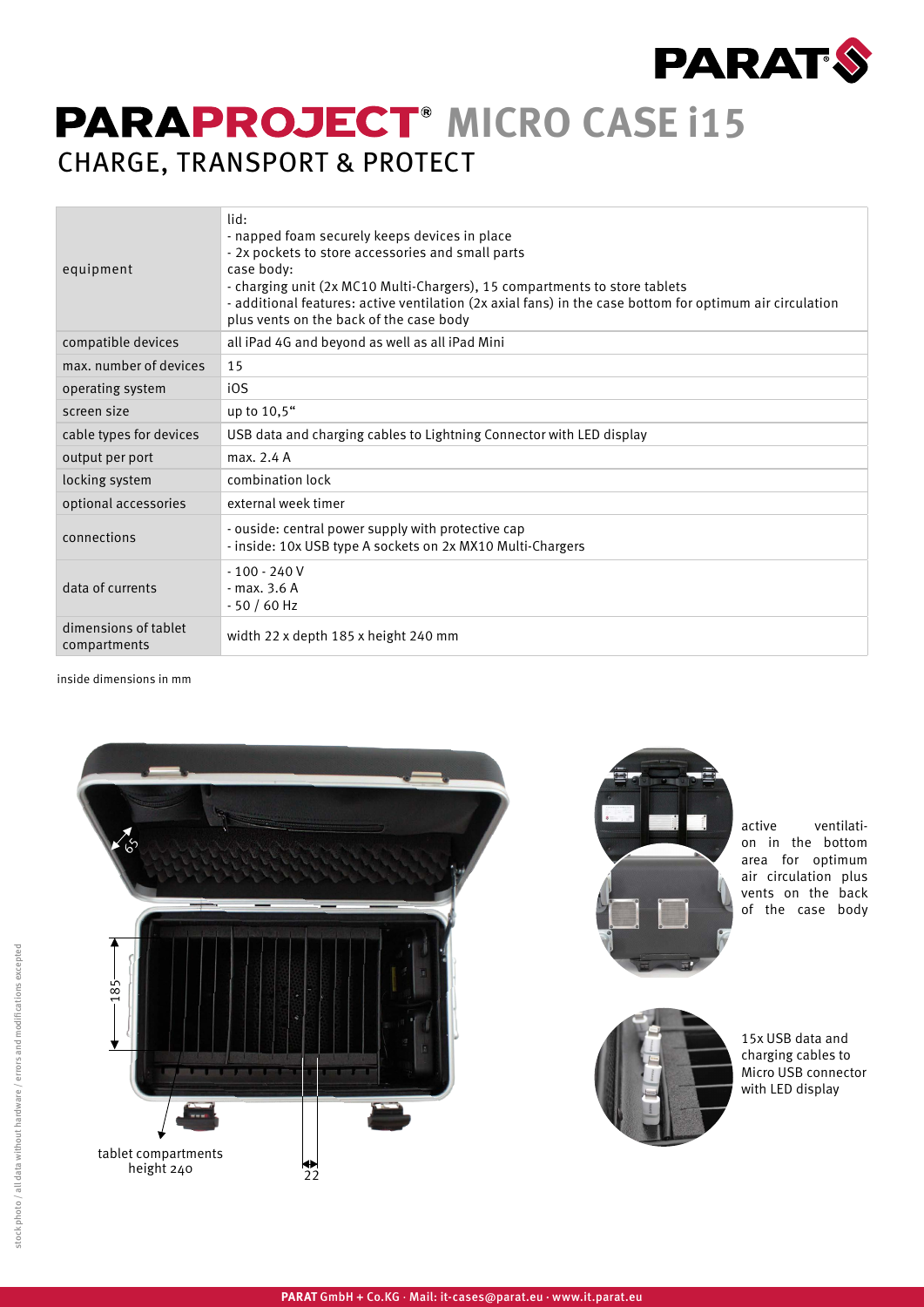# PARAPROJECT® MICRO CASE i15

## CHARGE, TRANSPORT & PROTECT

| | |
|---|---|
| equipment | lid:<br>- napped foam securely keeps devices in place<br>- 2x pockets to store accessories and small parts<br>case body:<br>- charging unit (2x MC10 Multi-Chargers), 15 compartments to store tablets<br>- additional features: active ventilation (2x axial fans) in the case bottom for optimum air circulation plus vents on the back of the case body |
| compatible devices | all iPad 4G and beyond as well as all iPad Mini |
| max. number of devices | 15 |
| operating system | iOS |
| screen size | up to 10,5“ |
| cable types for devices | USB data and charging cables to Lightning Connector with LED display |
| output per port | max. 2.4 A |
| locking system | combination lock |
| optional accessories | external week timer |
| connections | - ouside: central power supply with protective cap<br>- inside: 10x USB type A sockets on 2x MX10 Multi-Chargers |
| data of currents | - 100 - 240 V<br>- max. 3.6 A<br>- 50 / 60 Hz |
| dimensions of tablet compartments | width 22 x depth 185 x height 240 mm |

inside dimensions in mm

65

185

tablet compartments height 240

22

active ventilation in the bottom area for optimum air circulation plus vents on the back of the case body

15x USB data and charging cables to Micro USB connector with LED display

stock photo / all data without hardware / errors and modifications excepted

**PARAT** GmbH + Co.KG · Mail: it-cases@parat.eu · www.it.parat.eu